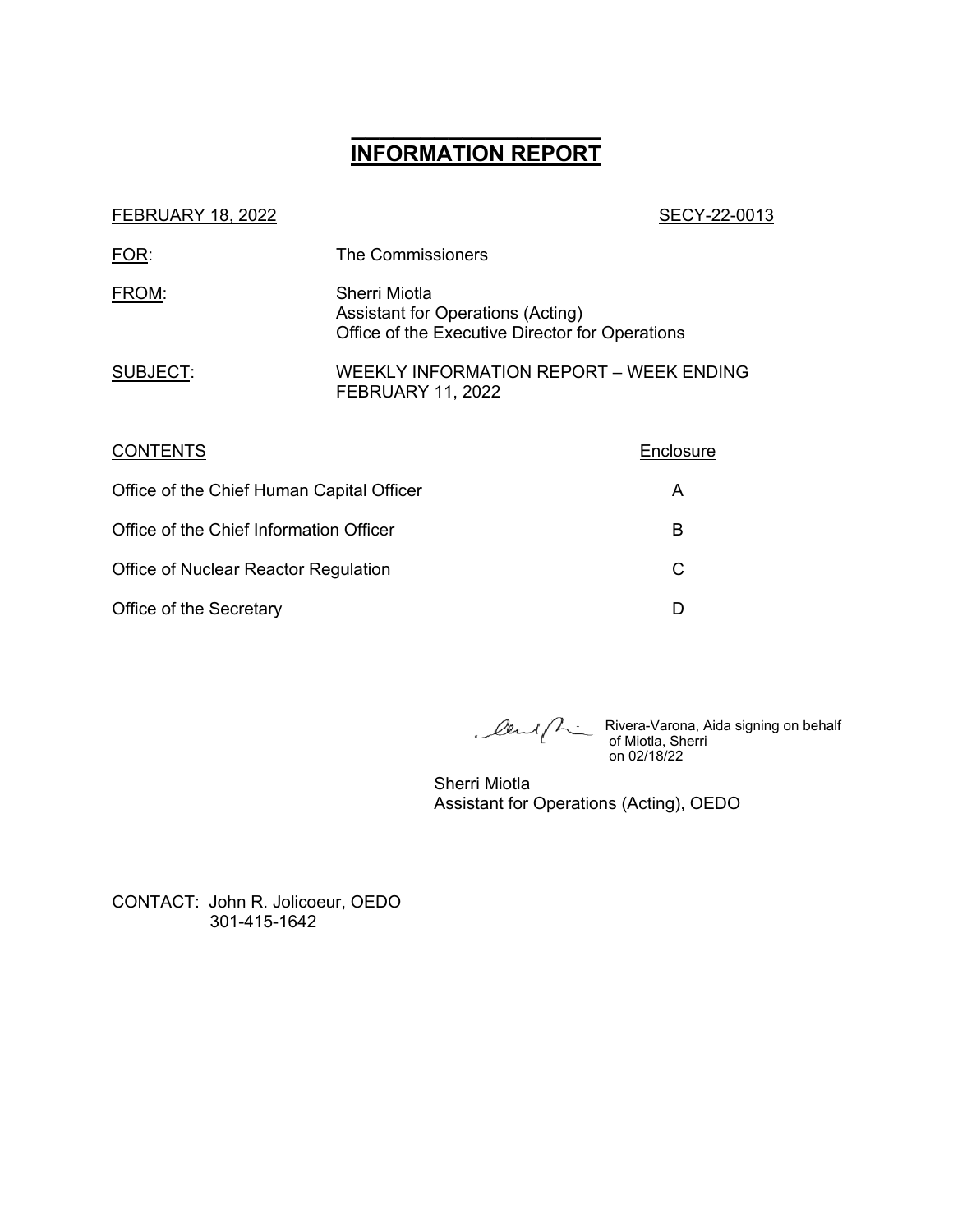# INFORMATION REPORT

FEBRUARY 18, 2022 SECY-22-0013

FOR: The Commissioners

FROM: Sherri Miotla
Assistant for Operations (Acting)
Office of the Executive Director for Operations

SUBJECT: WEEKLY INFORMATION REPORT – WEEK ENDING FEBRUARY 11, 2022

| CONTENTS | Enclosure |
|---|---|
| Office of the Chief Human Capital Officer | A |
| Office of the Chief Information Officer | B |
| Office of Nuclear Reactor Regulation | C |
| Office of the Secretary | D |

Rivera-Varona, Aida signing on behalf of Miotla, Sherri on 02/18/22

Sherri Miotla
Assistant for Operations (Acting), OEDO

CONTACT: John R. Jolicoeur, OEDO
301-415-1642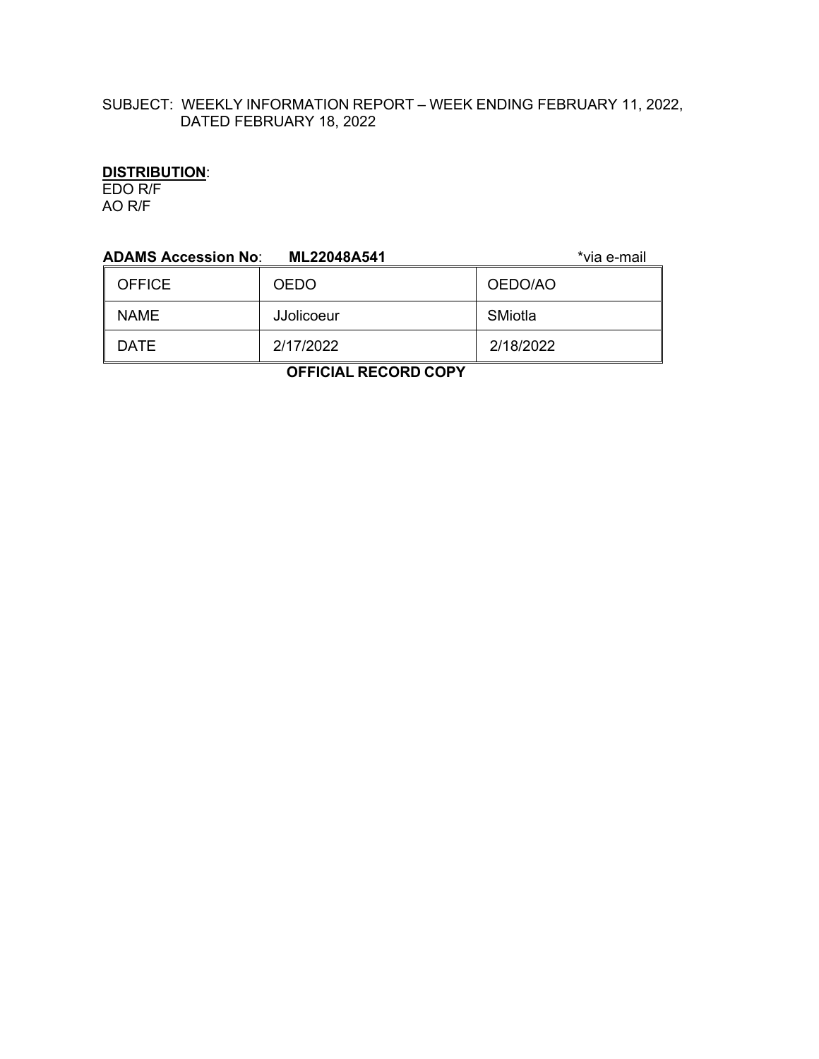SUBJECT: WEEKLY INFORMATION REPORT – WEEK ENDING FEBRUARY 11, 2022, DATED FEBRUARY 18, 2022

**DISTRIBUTION**:
EDO R/F
AO R/F

**ADAMS Accession No**: **ML22048A541** *via e-mail

| OFFICE | OEDO | OEDO/AO |
|---|---|---|
| NAME | JJolicoeur | SMiotla |
| DATE | 2/17/2022 | 2/18/2022 |

**OFFICIAL RECORD COPY**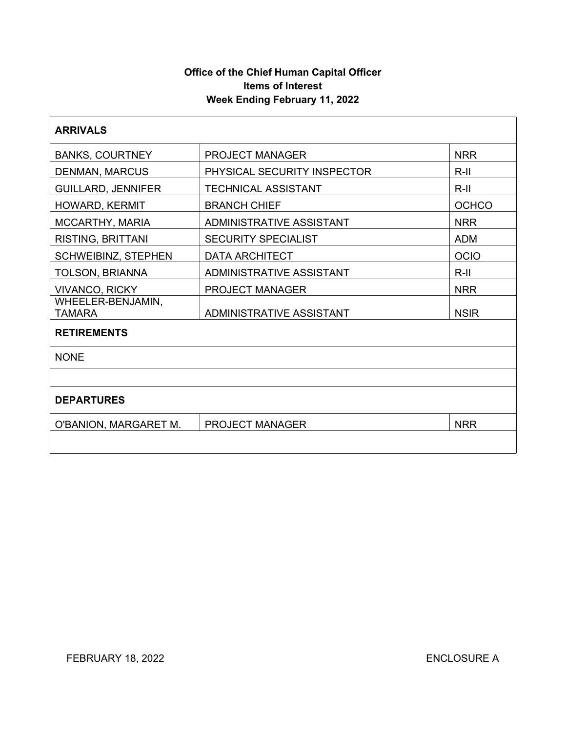**Office of the Chief Human Capital Officer**
**Items of Interest**
**Week Ending February 11, 2022**

| **ARRIVALS** | | |
|---|---|---|
| BANKS, COURTNEY | PROJECT MANAGER | NRR |
| DENMAN, MARCUS | PHYSICAL SECURITY INSPECTOR | R-II |
| GUILLARD, JENNIFER | TECHNICAL ASSISTANT | R-II |
| HOWARD, KERMIT | BRANCH CHIEF | OCHCO |
| MCCARTHY, MARIA | ADMINISTRATIVE ASSISTANT | NRR |
| RISTING, BRITTANI | SECURITY SPECIALIST | ADM |
| SCHWEIBINZ, STEPHEN | DATA ARCHITECT | OCIO |
| TOLSON, BRIANNA | ADMINISTRATIVE ASSISTANT | R-II |
| VIVANCO, RICKY | PROJECT MANAGER | NRR |
| WHEELER-BENJAMIN, TAMARA | ADMINISTRATIVE ASSISTANT | NSIR |
| **RETIREMENTS** | | |
| NONE | | |
| | | |
| **DEPARTURES** | | |
| O'BANION, MARGARET M. | PROJECT MANAGER | NRR |
| | | |

FEBRUARY 18, 2022 ENCLOSURE A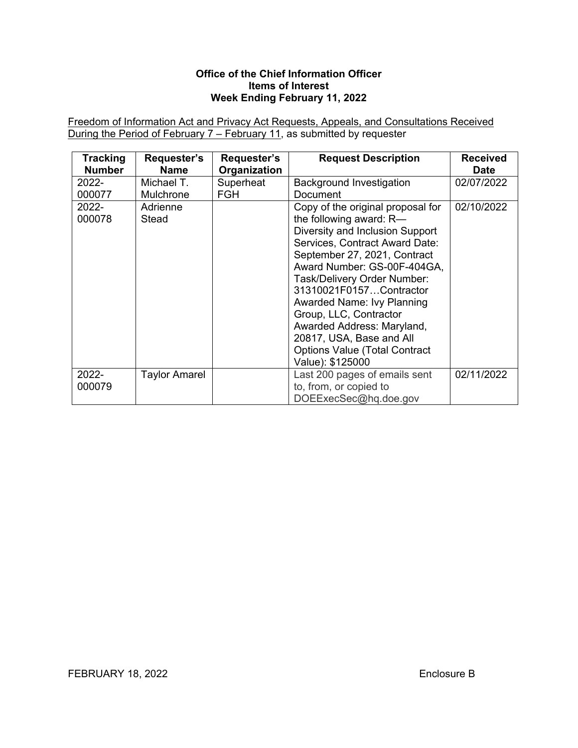**Office of the Chief Information Officer**
**Items of Interest**
**Week Ending February 11, 2022**

Freedom of Information Act and Privacy Act Requests, Appeals, and Consultations Received During the Period of February 7 – February 11, as submitted by requester

| Tracking Number | Requester's Name | Requester's Organization | Request Description | Received Date |
|---|---|---|---|---|
| 2022-000077 | Michael T. Mulchrone | Superheat FGH | Background Investigation Document | 02/07/2022 |
| 2022-000078 | Adrienne Stead | | Copy of the original proposal for the following award: R—Diversity and Inclusion Support Services, Contract Award Date: September 27, 2021, Contract Award Number: GS-00F-404GA, Task/Delivery Order Number: 31310021F0157…Contractor Awarded Name: Ivy Planning Group, LLC, Contractor Awarded Address: Maryland, 20817, USA, Base and All Options Value (Total Contract Value): $125000 | 02/10/2022 |
| 2022-000079 | Taylor Amarel | | Last 200 pages of emails sent to, from, or copied to DOEExecSec@hq.doe.gov | 02/11/2022 |

FEBRUARY 18, 2022 Enclosure B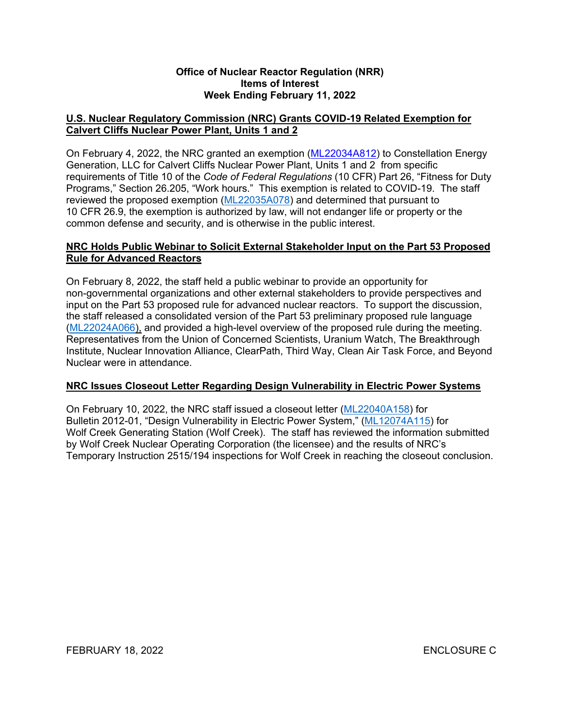**Office of Nuclear Reactor Regulation (NRR)**
**Items of Interest**
**Week Ending February 11, 2022**

**U.S. Nuclear Regulatory Commission (NRC) Grants COVID-19 Related Exemption for Calvert Cliffs Nuclear Power Plant, Units 1 and 2**

On February 4, 2022, the NRC granted an exemption (ML22034A812) to Constellation Energy Generation, LLC for Calvert Cliffs Nuclear Power Plant, Units 1 and 2 from specific requirements of Title 10 of the *Code of Federal Regulations* (10 CFR) Part 26, "Fitness for Duty Programs," Section 26.205, "Work hours." This exemption is related to COVID-19. The staff reviewed the proposed exemption (ML22035A078) and determined that pursuant to 10 CFR 26.9, the exemption is authorized by law, will not endanger life or property or the common defense and security, and is otherwise in the public interest.

**NRC Holds Public Webinar to Solicit External Stakeholder Input on the Part 53 Proposed Rule for Advanced Reactors**

On February 8, 2022, the staff held a public webinar to provide an opportunity for non-governmental organizations and other external stakeholders to provide perspectives and input on the Part 53 proposed rule for advanced nuclear reactors. To support the discussion, the staff released a consolidated version of the Part 53 preliminary proposed rule language (ML22024A066), and provided a high-level overview of the proposed rule during the meeting. Representatives from the Union of Concerned Scientists, Uranium Watch, The Breakthrough Institute, Nuclear Innovation Alliance, ClearPath, Third Way, Clean Air Task Force, and Beyond Nuclear were in attendance.

**NRC Issues Closeout Letter Regarding Design Vulnerability in Electric Power Systems**

On February 10, 2022, the NRC staff issued a closeout letter (ML22040A158) for Bulletin 2012-01, "Design Vulnerability in Electric Power System," (ML12074A115) for Wolf Creek Generating Station (Wolf Creek). The staff has reviewed the information submitted by Wolf Creek Nuclear Operating Corporation (the licensee) and the results of NRC's Temporary Instruction 2515/194 inspections for Wolf Creek in reaching the closeout conclusion.

FEBRUARY 18, 2022 ENCLOSURE C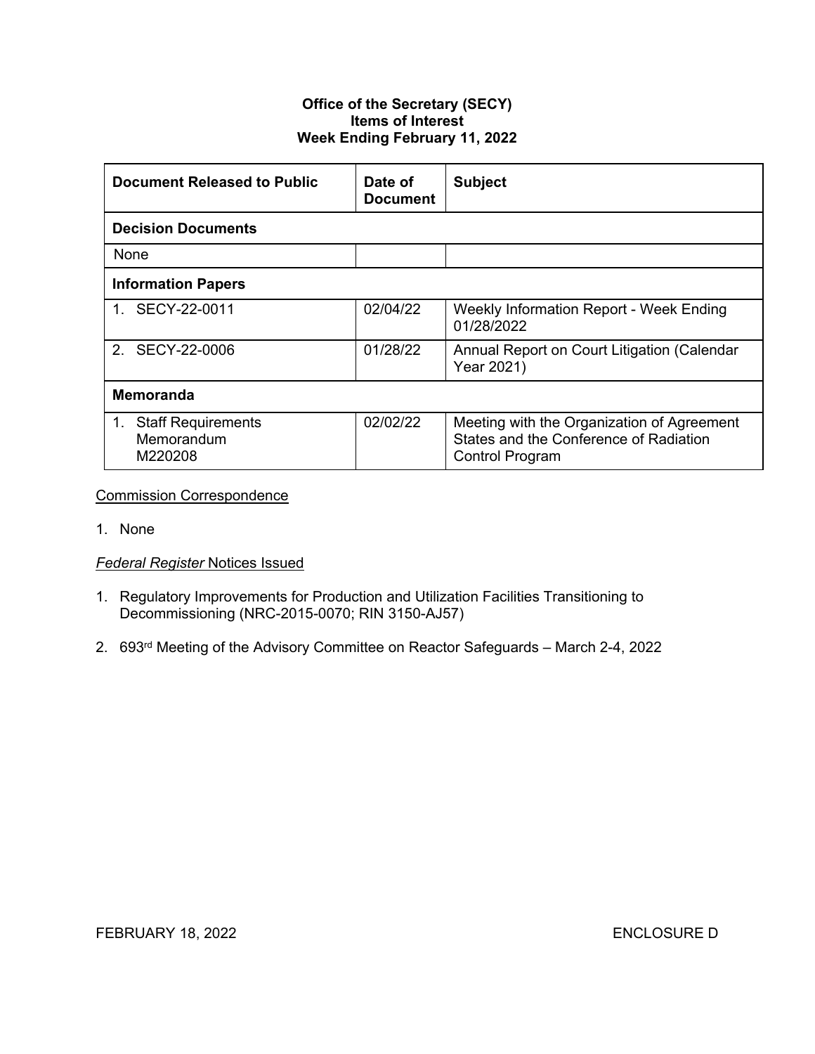**Office of the Secretary (SECY)**
**Items of Interest**
**Week Ending February 11, 2022**

| Document Released to Public | Date of Document | Subject |
|---|---|---|
| **Decision Documents** | | |
| None | | |
| **Information Papers** | | |
| 1. SECY-22-0011 | 02/04/22 | Weekly Information Report - Week Ending 01/28/2022 |
| 2. SECY-22-0006 | 01/28/22 | Annual Report on Court Litigation (Calendar Year 2021) |
| **Memoranda** | | |
| 1. Staff Requirements Memorandum M220208 | 02/02/22 | Meeting with the Organization of Agreement States and the Conference of Radiation Control Program |

Commission Correspondence

1. None

*Federal Register* Notices Issued

1. Regulatory Improvements for Production and Utilization Facilities Transitioning to Decommissioning (NRC-2015-0070; RIN 3150-AJ57)

2. 693rd Meeting of the Advisory Committee on Reactor Safeguards – March 2-4, 2022

FEBRUARY 18, 2022 ENCLOSURE D